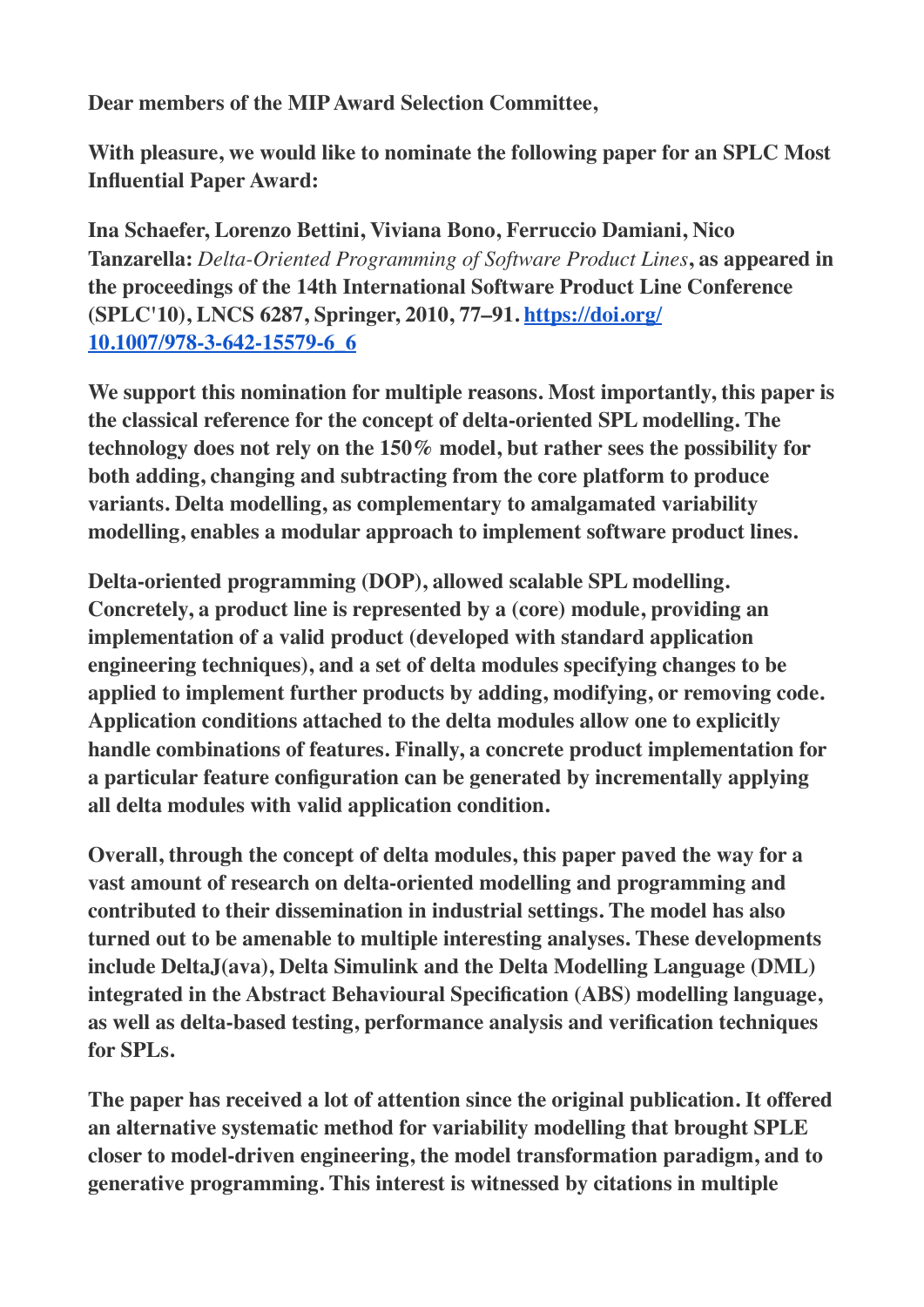**Dear members of the MIP Award Selection Committee,**

**With pleasure, we would like to nominate the following paper for an SPLC Most Influential Paper Award:**

**Ina Schaefer, Lorenzo Bettini, Viviana Bono, Ferruccio Damiani, Nico Tanzarella:** *Delta-Oriented Programming of Software Product Lines***, as appeared in the proceedings of the 14th International Software Product Line Conference (SPLC'10), LNCS 6287, Springer, 2010, 77–91. [https://doi.org/10.1007/978-3-642-15579-6_6](https://doi.org/10.1007/978-3-642-15579-6_6)**

**We support this nomination for multiple reasons. Most importantly, this paper is the classical reference for the concept of delta-oriented SPL modelling. The technology does not rely on the 150% model, but rather sees the possibility for both adding, changing and subtracting from the core platform to produce variants. Delta modelling, as complementary to amalgamated variability modelling, enables a modular approach to implement software product lines.**

**Delta-oriented programming (DOP), allowed scalable SPL modelling. Concretely, a product line is represented by a (core) module, providing an implementation of a valid product (developed with standard application engineering techniques), and a set of delta modules specifying changes to be applied to implement further products by adding, modifying, or removing code. Application conditions attached to the delta modules allow one to explicitly handle combinations of features. Finally, a concrete product implementation for a particular feature configuration can be generated by incrementally applying all delta modules with valid application condition.**

**Overall, through the concept of delta modules, this paper paved the way for a vast amount of research on delta-oriented modelling and programming and contributed to their dissemination in industrial settings. The model has also turned out to be amenable to multiple interesting analyses. These developments include DeltaJ(ava), Delta Simulink and the Delta Modelling Language (DML) integrated in the Abstract Behavioural Specification (ABS) modelling language, as well as delta-based testing, performance analysis and verification techniques for SPLs.**

**The paper has received a lot of attention since the original publication. It offered an alternative systematic method for variability modelling that brought SPLE closer to model-driven engineering, the model transformation paradigm, and to generative programming. This interest is witnessed by citations in multiple**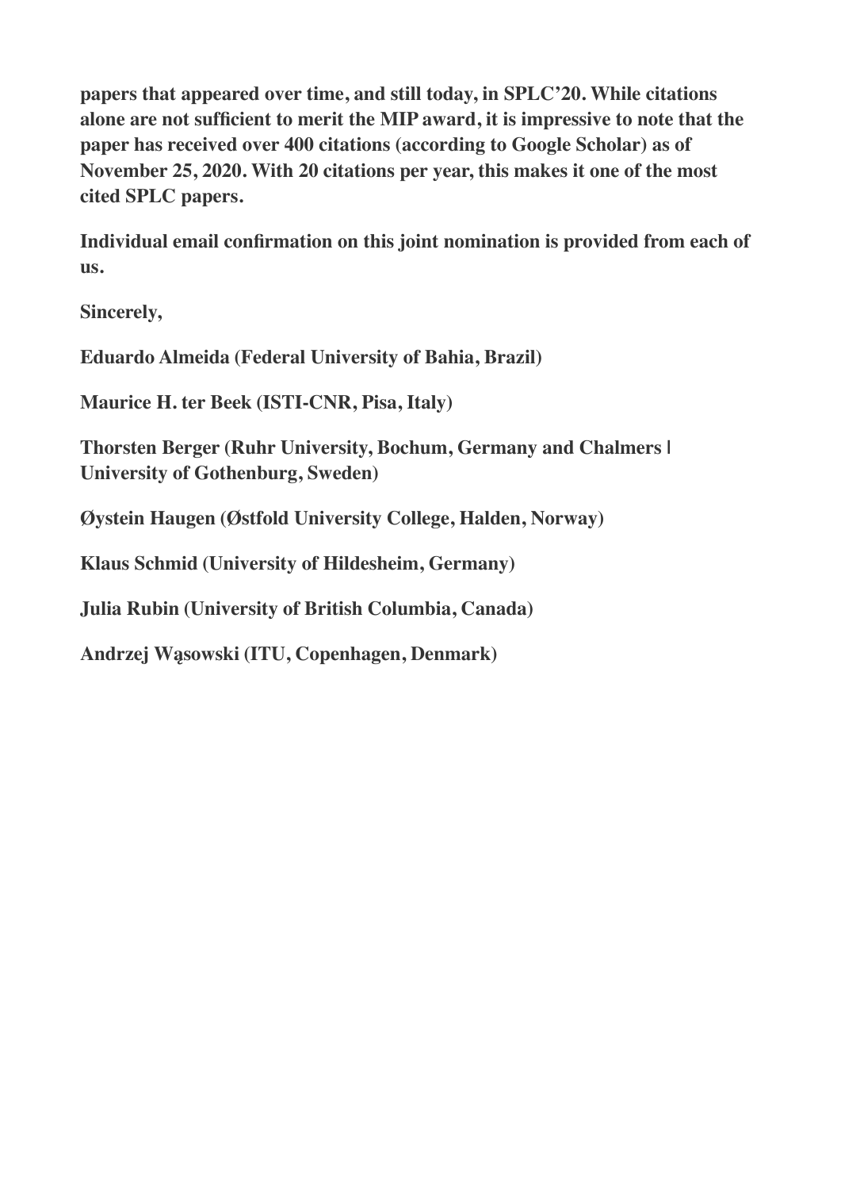**papers that appeared over time, and still today, in SPLC'20. While citations alone are not sufficient to merit the MIP award, it is impressive to note that the paper has received over 400 citations (according to Google Scholar) as of November 25, 2020. With 20 citations per year, this makes it one of the most cited SPLC papers.**

**Individual email confirmation on this joint nomination is provided from each of us.**

**Sincerely,**

**Eduardo Almeida (Federal University of Bahia, Brazil)**

**Maurice H. ter Beek (ISTI-CNR, Pisa, Italy)**

**Thorsten Berger (Ruhr University, Bochum, Germany and Chalmers | University of Gothenburg, Sweden)**

**Øystein Haugen (Østfold University College, Halden, Norway)**

**Klaus Schmid (University of Hildesheim, Germany)**

**Julia Rubin (University of British Columbia, Canada)**

**Andrzej Wąsowski (ITU, Copenhagen, Denmark)**